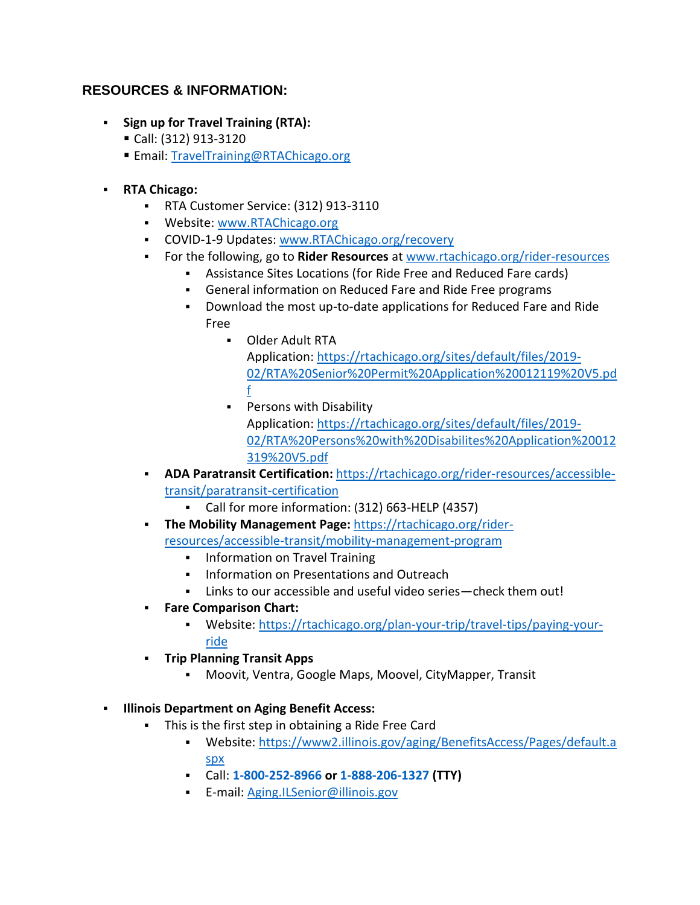## RESOURCES & INFORMATION:

- **Sign up for Travel Training (RTA):**
  - Call: (312) 913-3120
  - Email: TravelTraining@RTAChicago.org

- **RTA Chicago:**
  - RTA Customer Service: (312) 913-3110
  - Website: www.RTAChicago.org
  - COVID-1-9 Updates: www.RTAChicago.org/recovery
  - For the following, go to **Rider Resources** at www.rtachicago.org/rider-resources
    - Assistance Sites Locations (for Ride Free and Reduced Fare cards)
    - General information on Reduced Fare and Ride Free programs
    - Download the most up-to-date applications for Reduced Fare and Ride Free
      - Older Adult RTA Application: https://rtachicago.org/sites/default/files/2019-02/RTA%20Senior%20Permit%20Application%20012119%20V5.pdf
      - Persons with Disability Application: https://rtachicago.org/sites/default/files/2019-02/RTA%20Persons%20with%20Disabilites%20Application%20012319%20V5.pdf
  - **ADA Paratransit Certification:** https://rtachicago.org/rider-resources/accessible-transit/paratransit-certification
    - Call for more information: (312) 663-HELP (4357)
  - **The Mobility Management Page:** https://rtachicago.org/rider-resources/accessible-transit/mobility-management-program
    - Information on Travel Training
    - Information on Presentations and Outreach
    - Links to our accessible and useful video series—check them out!
  - **Fare Comparison Chart:**
    - Website: https://rtachicago.org/plan-your-trip/travel-tips/paying-your-ride
  - **Trip Planning Transit Apps**
    - Moovit, Ventra, Google Maps, Moovel, CityMapper, Transit

- **Illinois Department on Aging Benefit Access:**
  - This is the first step in obtaining a Ride Free Card
    - Website: https://www2.illinois.gov/aging/BenefitsAccess/Pages/default.aspx
    - Call: **1-800-252-8966 or 1-888-206-1327 (TTY)**
    - E-mail: Aging.ILSenior@illinois.gov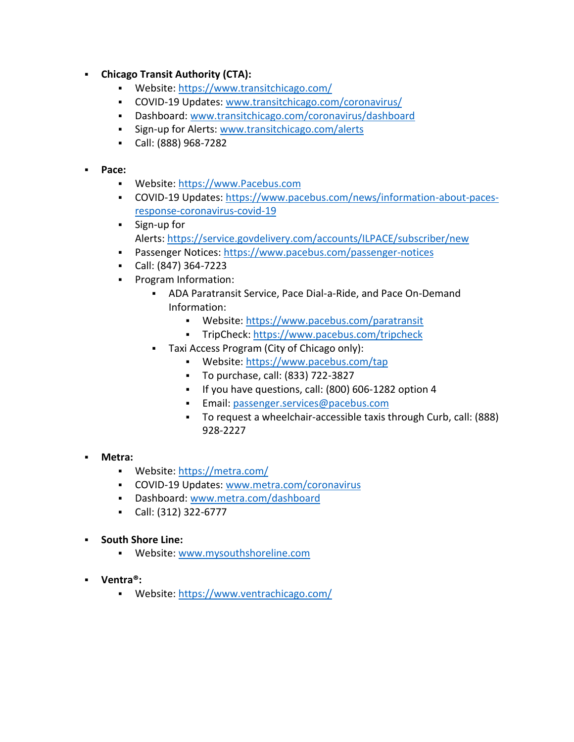- **Chicago Transit Authority (CTA):**
  - Website: https://www.transitchicago.com/
  - COVID-19 Updates: www.transitchicago.com/coronavirus/
  - Dashboard: www.transitchicago.com/coronavirus/dashboard
  - Sign-up for Alerts: www.transitchicago.com/alerts
  - Call: (888) 968-7282

- **Pace:**
  - Website: https://www.Pacebus.com
  - COVID-19 Updates: https://www.pacebus.com/news/information-about-paces-response-coronavirus-covid-19
  - Sign-up for Alerts: https://service.govdelivery.com/accounts/ILPACE/subscriber/new
  - Passenger Notices: https://www.pacebus.com/passenger-notices
  - Call: (847) 364-7223
  - Program Information:
    - ADA Paratransit Service, Pace Dial-a-Ride, and Pace On-Demand Information:
      - Website: https://www.pacebus.com/paratransit
      - TripCheck: https://www.pacebus.com/tripcheck
    - Taxi Access Program (City of Chicago only):
      - Website: https://www.pacebus.com/tap
      - To purchase, call: (833) 722-3827
      - If you have questions, call: (800) 606-1282 option 4
      - Email: passenger.services@pacebus.com
      - To request a wheelchair-accessible taxis through Curb, call: (888) 928-2227

- **Metra:**
  - Website: https://metra.com/
  - COVID-19 Updates: www.metra.com/coronavirus
  - Dashboard: www.metra.com/dashboard
  - Call: (312) 322-6777

- **South Shore Line:**
  - Website: www.mysouthshoreline.com

- **Ventra®:**
  - Website: https://www.ventrachicago.com/